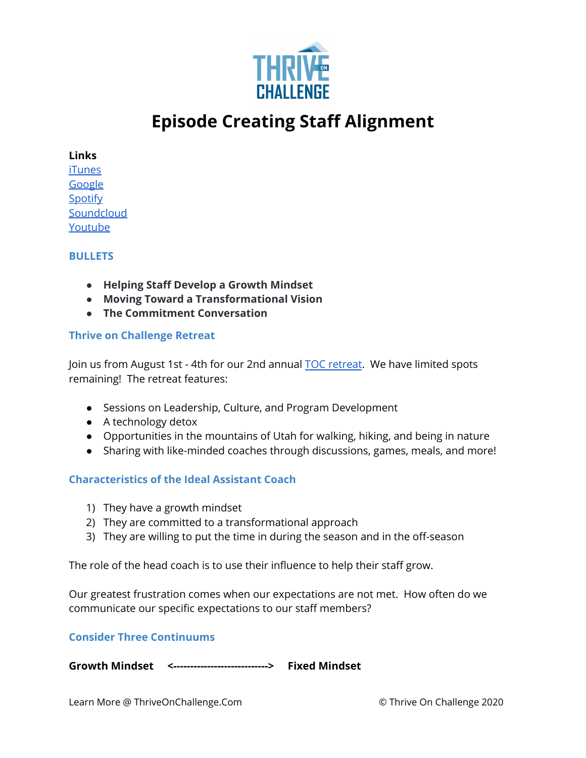# Episode Creating Staff Alignment

**Links**

[iTunes](#)
[Google](#)
[Spotify](#)
[Soundcloud](#)
[Youtube](#)

## BULLETS

- **Helping Staff Develop a Growth Mindset**
- **Moving Toward a Transformational Vision**
- **The Commitment Conversation**

## Thrive on Challenge Retreat

Join us from August 1st - 4th for our 2nd annual [TOC retreat](#). We have limited spots remaining! The retreat features:

- Sessions on Leadership, Culture, and Program Development
- A technology detox
- Opportunities in the mountains of Utah for walking, hiking, and being in nature
- Sharing with like-minded coaches through discussions, games, meals, and more!

## Characteristics of the Ideal Assistant Coach

1) They have a growth mindset
2) They are committed to a transformational approach
3) They are willing to put the time in during the season and in the off-season

The role of the head coach is to use their influence to help their staff grow.

Our greatest frustration comes when our expectations are not met. How often do we communicate our specific expectations to our staff members?

## Consider Three Continuums

**Growth Mindset <----------------------------> Fixed Mindset**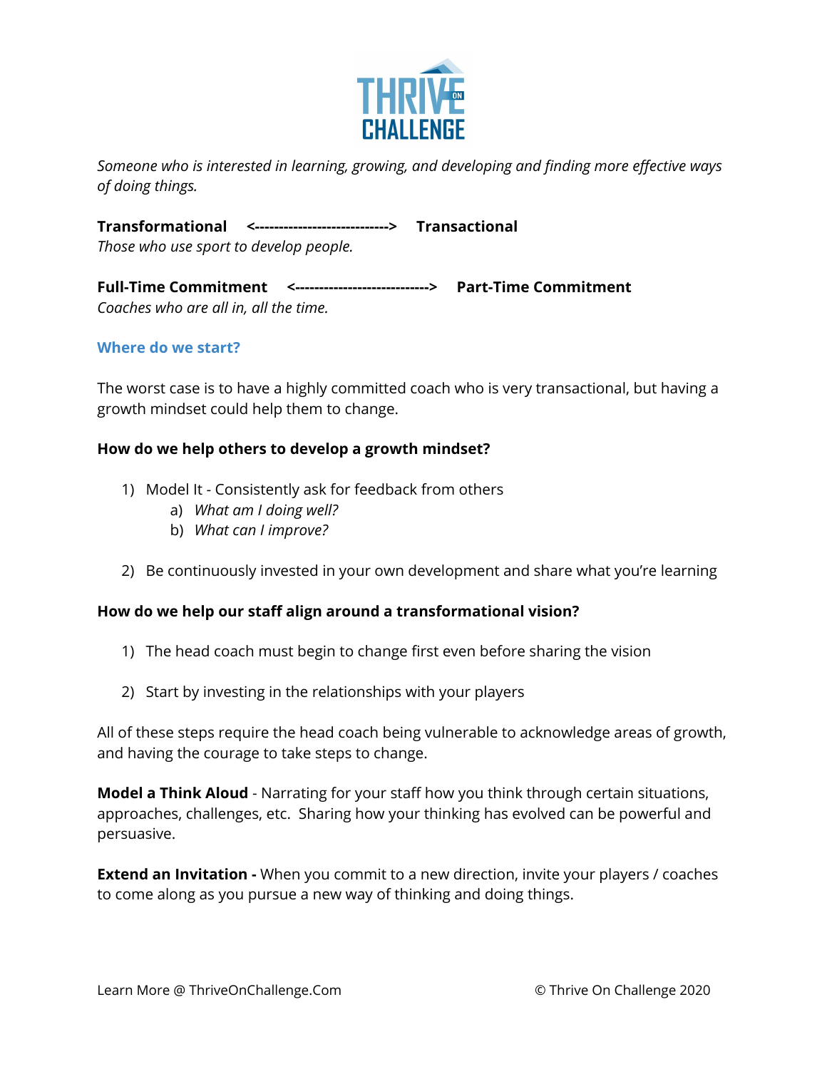*Someone who is interested in learning, growing, and developing and finding more effective ways of doing things.*

**Transformational <----------------------------> Transactional**
*Those who use sport to develop people.*

**Full-Time Commitment <----------------------------> Part-Time Commitment**
*Coaches who are all in, all the time.*

### Where do we start?

The worst case is to have a highly committed coach who is very transactional, but having a growth mindset could help them to change.

**How do we help others to develop a growth mindset?**

1) Model It - Consistently ask for feedback from others
   a) *What am I doing well?*
   b) *What can I improve?*

2) Be continuously invested in your own development and share what you're learning

**How do we help our staff align around a transformational vision?**

1) The head coach must begin to change first even before sharing the vision

2) Start by investing in the relationships with your players

All of these steps require the head coach being vulnerable to acknowledge areas of growth, and having the courage to take steps to change.

**Model a Think Aloud** - Narrating for your staff how you think through certain situations, approaches, challenges, etc. Sharing how your thinking has evolved can be powerful and persuasive.

**Extend an Invitation -** When you commit to a new direction, invite your players / coaches to come along as you pursue a new way of thinking and doing things.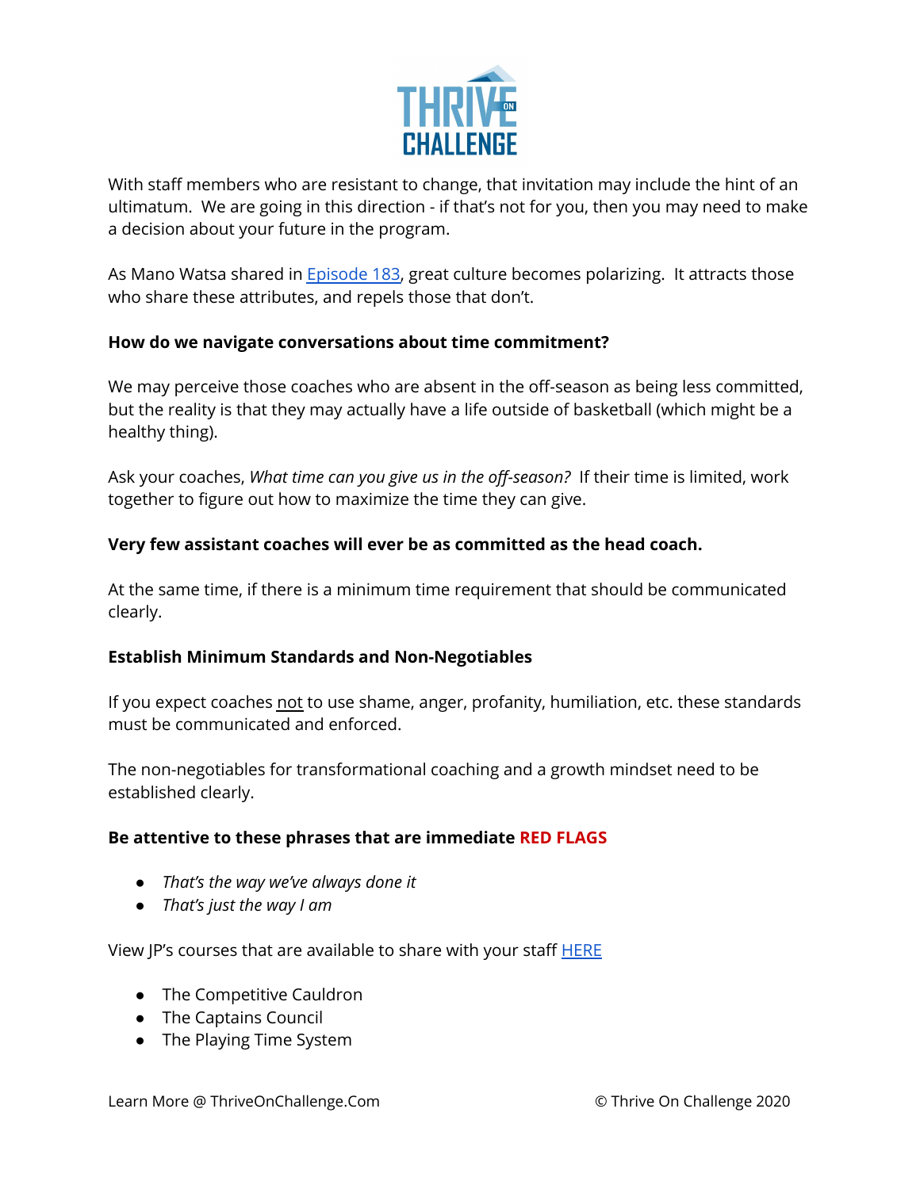With staff members who are resistant to change, that invitation may include the hint of an ultimatum.  We are going in this direction - if that's not for you, then you may need to make a decision about your future in the program.

As Mano Watsa shared in [Episode 183](), great culture becomes polarizing.  It attracts those who share these attributes, and repels those that don't.

**How do we navigate conversations about time commitment?**

We may perceive those coaches who are absent in the off-season as being less committed, but the reality is that they may actually have a life outside of basketball (which might be a healthy thing).

Ask your coaches, *What time can you give us in the off-season?*  If their time is limited, work together to figure out how to maximize the time they can give.

**Very few assistant coaches will ever be as committed as the head coach.**

At the same time, if there is a minimum time requirement that should be communicated clearly.

**Establish Minimum Standards and Non-Negotiables**

If you expect coaches <u>not</u> to use shame, anger, profanity, humiliation, etc. these standards must be communicated and enforced.

The non-negotiables for transformational coaching and a growth mindset need to be established clearly.

**Be attentive to these phrases that are immediate RED FLAGS**

- *That's the way we've always done it*
- *That's just the way I am*

View JP's courses that are available to share with your staff [HERE]()

- The Competitive Cauldron
- The Captains Council
- The Playing Time System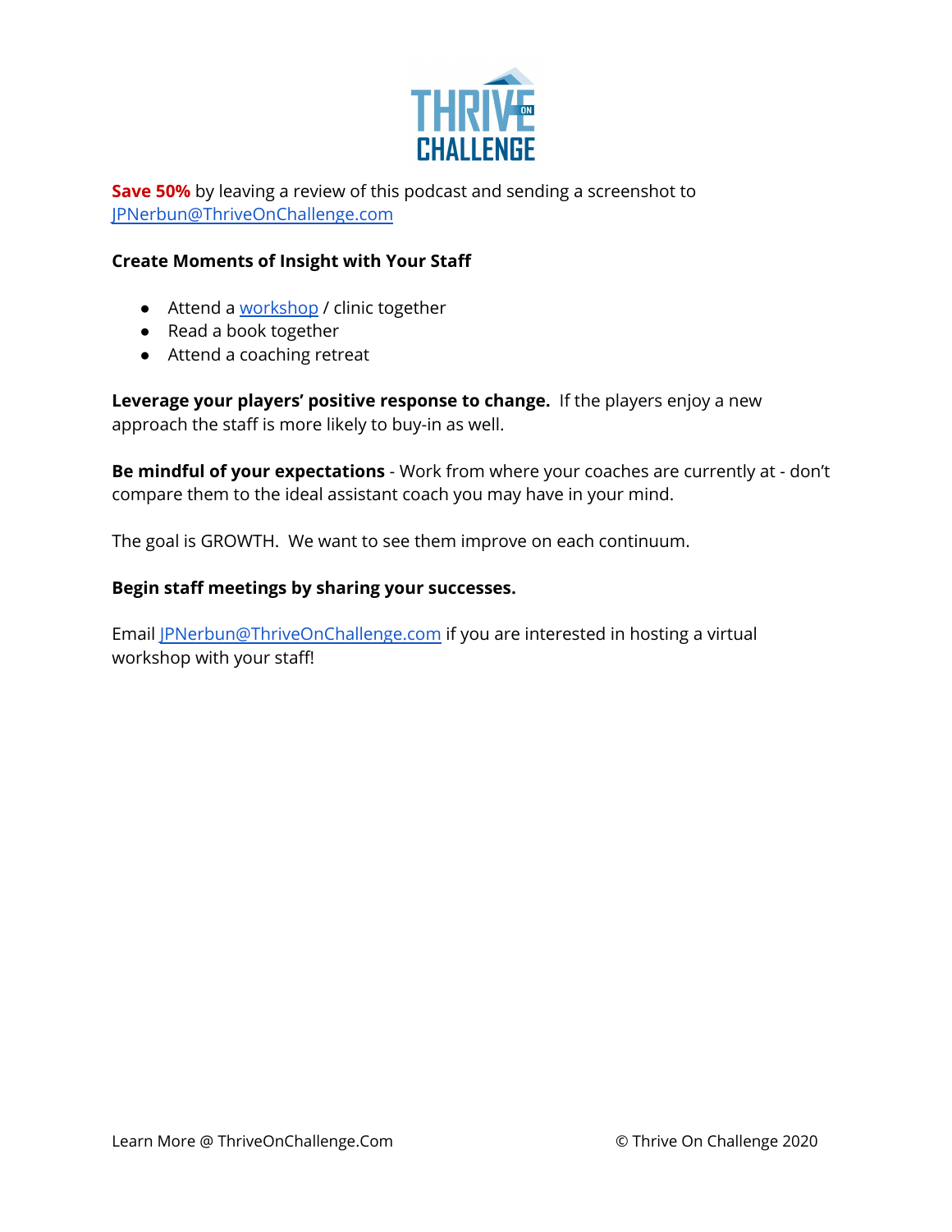**Save 50%** by leaving a review of this podcast and sending a screenshot to [JPNerbun@ThriveOnChallenge.com](mailto:JPNerbun@ThriveOnChallenge.com)

**Create Moments of Insight with Your Staff**

- Attend a [workshop](#) / clinic together
- Read a book together
- Attend a coaching retreat

**Leverage your players' positive response to change.** If the players enjoy a new approach the staff is more likely to buy-in as well.

**Be mindful of your expectations** - Work from where your coaches are currently at - don't compare them to the ideal assistant coach you may have in your mind.

The goal is GROWTH. We want to see them improve on each continuum.

**Begin staff meetings by sharing your successes.**

Email [JPNerbun@ThriveOnChallenge.com](mailto:JPNerbun@ThriveOnChallenge.com) if you are interested in hosting a virtual workshop with your staff!